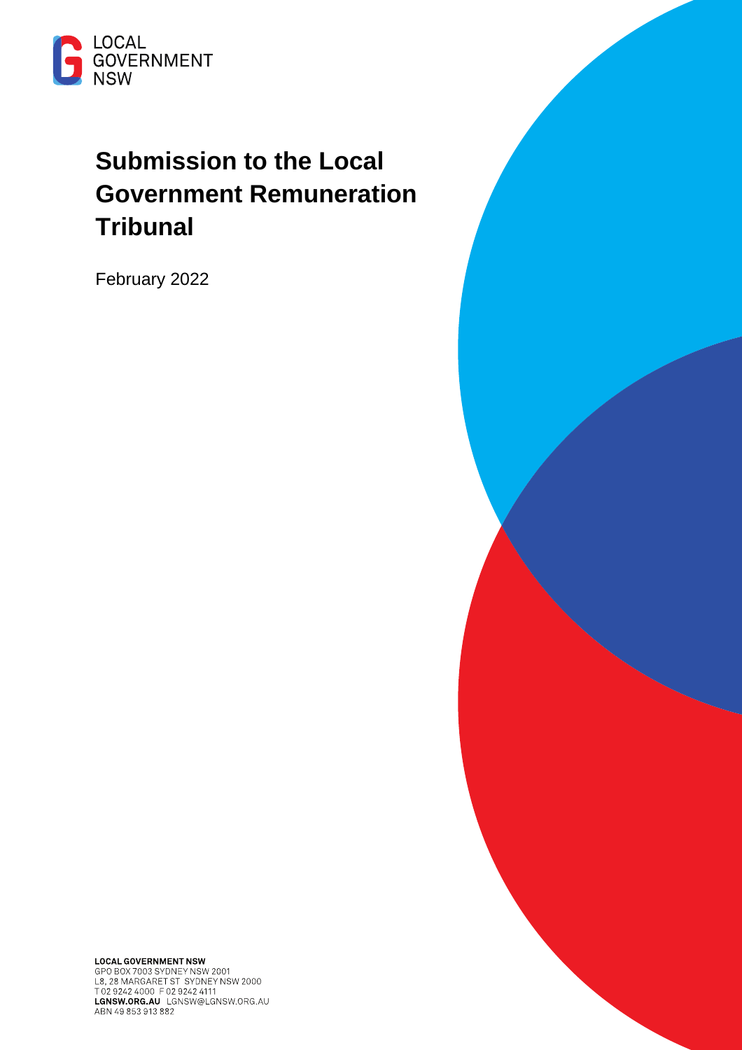LOCAL GOVERNMENT NSW

# Submission to the Local Government Remuneration Tribunal

February 2022

**LOCAL GOVERNMENT NSW**
GPO BOX 7003 SYDNEY NSW 2001
L8, 28 MARGARET ST SYDNEY NSW 2000
T 02 9242 4000 F 02 9242 4111
**LGNSW.ORG.AU** LGNSW@LGNSW.ORG.AU
ABN 49 853 913 882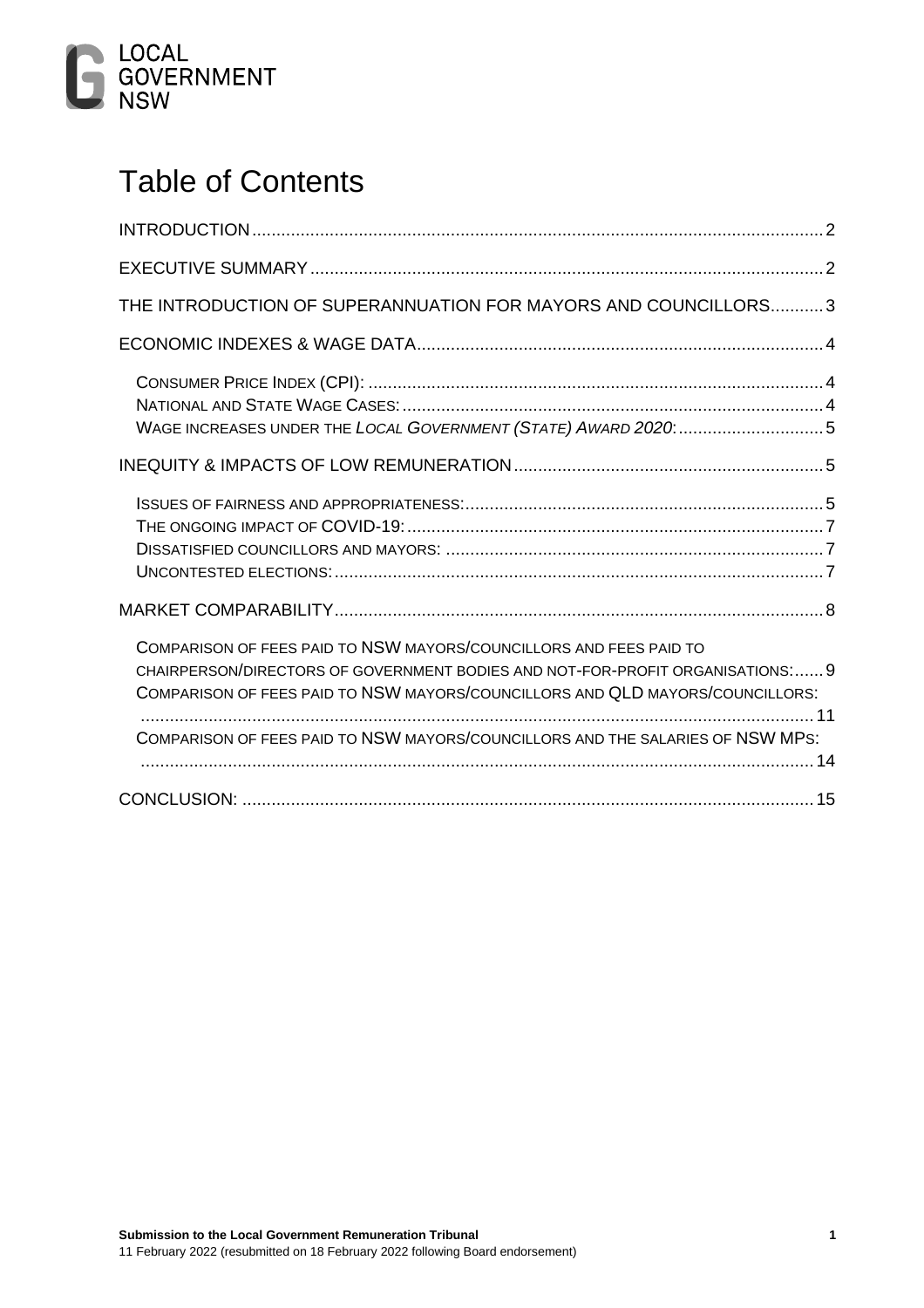# Table of Contents

INTRODUCTION ..... 2

EXECUTIVE SUMMARY ..... 2

THE INTRODUCTION OF SUPERANNUATION FOR MAYORS AND COUNCILLORS ..... 3

ECONOMIC INDEXES & WAGE DATA ..... 4

- CONSUMER PRICE INDEX (CPI): ..... 4
- NATIONAL AND STATE WAGE CASES: ..... 4
- WAGE INCREASES UNDER THE *LOCAL GOVERNMENT (STATE) AWARD 2020*: ..... 5

INEQUITY & IMPACTS OF LOW REMUNERATION ..... 5

- ISSUES OF FAIRNESS AND APPROPRIATENESS: ..... 5
- THE ONGOING IMPACT OF COVID-19: ..... 7
- DISSATISFIED COUNCILLORS AND MAYORS: ..... 7
- UNCONTESTED ELECTIONS: ..... 7

MARKET COMPARABILITY ..... 8

- COMPARISON OF FEES PAID TO NSW MAYORS/COUNCILLORS AND FEES PAID TO CHAIRPERSON/DIRECTORS OF GOVERNMENT BODIES AND NOT-FOR-PROFIT ORGANISATIONS: ..... 9
- COMPARISON OF FEES PAID TO NSW MAYORS/COUNCILLORS AND QLD MAYORS/COUNCILLORS: ..... 11
- COMPARISON OF FEES PAID TO NSW MAYORS/COUNCILLORS AND THE SALARIES OF NSW MPS: ..... 14

CONCLUSION: ..... 15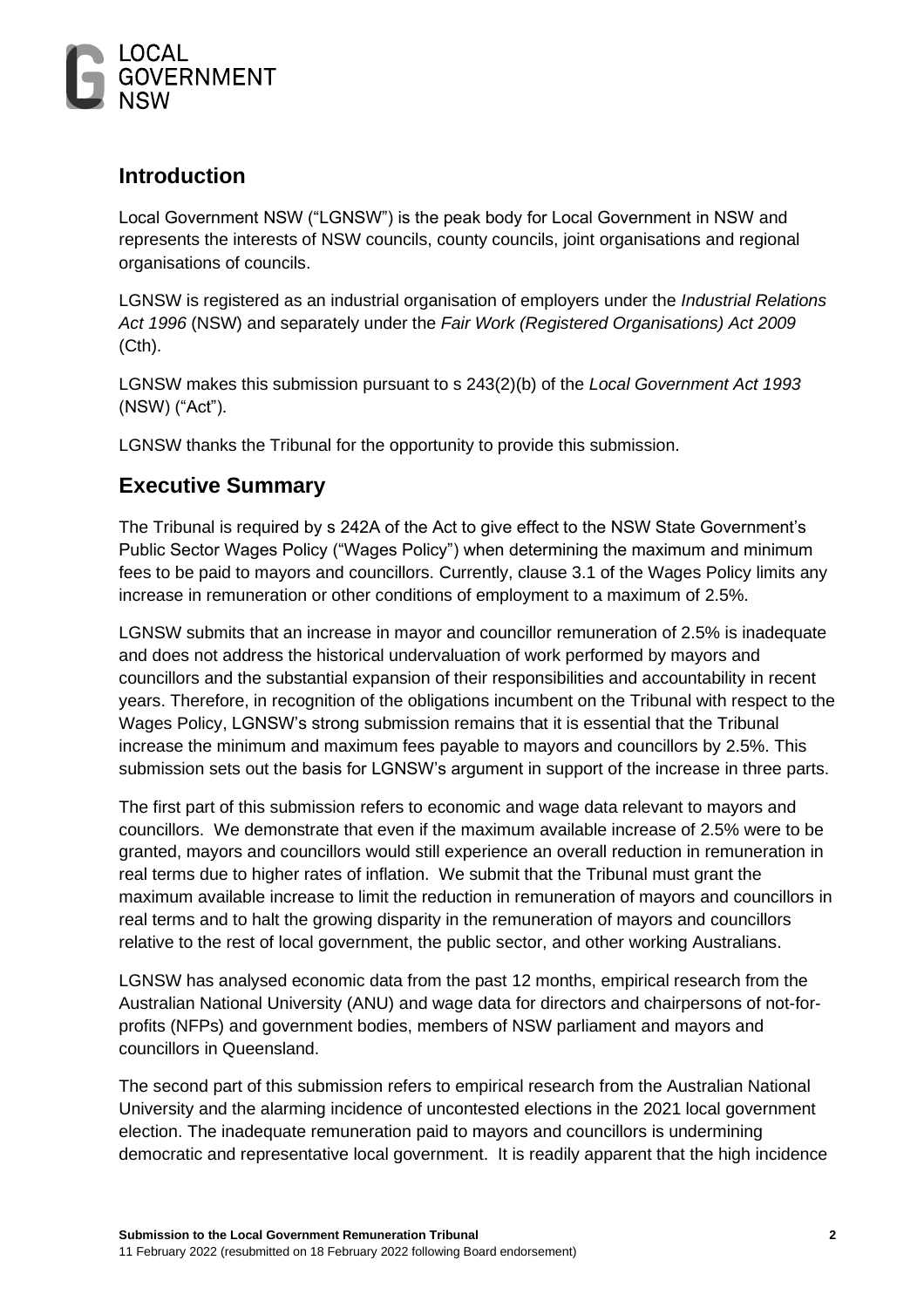## Introduction

Local Government NSW ("LGNSW") is the peak body for Local Government in NSW and represents the interests of NSW councils, county councils, joint organisations and regional organisations of councils.

LGNSW is registered as an industrial organisation of employers under the *Industrial Relations Act 1996* (NSW) and separately under the *Fair Work (Registered Organisations) Act 2009* (Cth).

LGNSW makes this submission pursuant to s 243(2)(b) of the *Local Government Act 1993* (NSW) ("Act").

LGNSW thanks the Tribunal for the opportunity to provide this submission.

## Executive Summary

The Tribunal is required by s 242A of the Act to give effect to the NSW State Government's Public Sector Wages Policy ("Wages Policy") when determining the maximum and minimum fees to be paid to mayors and councillors. Currently, clause 3.1 of the Wages Policy limits any increase in remuneration or other conditions of employment to a maximum of 2.5%.

LGNSW submits that an increase in mayor and councillor remuneration of 2.5% is inadequate and does not address the historical undervaluation of work performed by mayors and councillors and the substantial expansion of their responsibilities and accountability in recent years. Therefore, in recognition of the obligations incumbent on the Tribunal with respect to the Wages Policy, LGNSW's strong submission remains that it is essential that the Tribunal increase the minimum and maximum fees payable to mayors and councillors by 2.5%. This submission sets out the basis for LGNSW's argument in support of the increase in three parts.

The first part of this submission refers to economic and wage data relevant to mayors and councillors. We demonstrate that even if the maximum available increase of 2.5% were to be granted, mayors and councillors would still experience an overall reduction in remuneration in real terms due to higher rates of inflation. We submit that the Tribunal must grant the maximum available increase to limit the reduction in remuneration of mayors and councillors in real terms and to halt the growing disparity in the remuneration of mayors and councillors relative to the rest of local government, the public sector, and other working Australians.

LGNSW has analysed economic data from the past 12 months, empirical research from the Australian National University (ANU) and wage data for directors and chairpersons of not-for-profits (NFPs) and government bodies, members of NSW parliament and mayors and councillors in Queensland.

The second part of this submission refers to empirical research from the Australian National University and the alarming incidence of uncontested elections in the 2021 local government election. The inadequate remuneration paid to mayors and councillors is undermining democratic and representative local government. It is readily apparent that the high incidence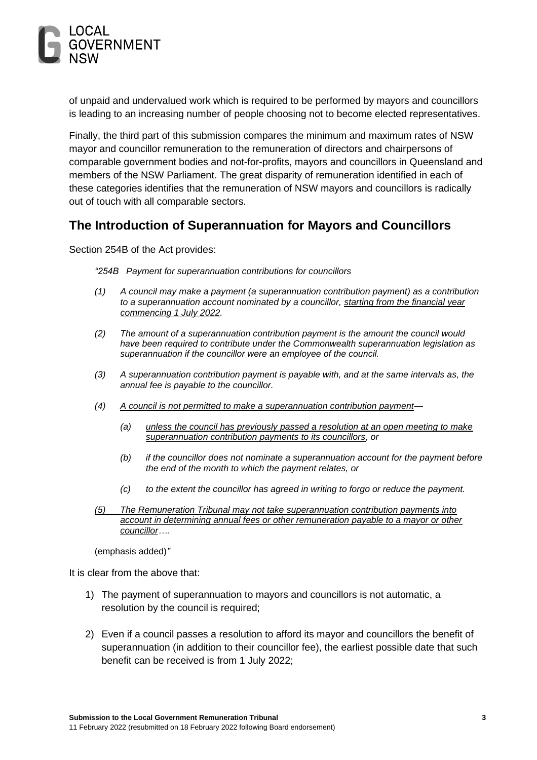of unpaid and undervalued work which is required to be performed by mayors and councillors is leading to an increasing number of people choosing not to become elected representatives.

Finally, the third part of this submission compares the minimum and maximum rates of NSW mayor and councillor remuneration to the remuneration of directors and chairpersons of comparable government bodies and not-for-profits, mayors and councillors in Queensland and members of the NSW Parliament. The great disparity of remuneration identified in each of these categories identifies that the remuneration of NSW mayors and councillors is radically out of touch with all comparable sectors.

## The Introduction of Superannuation for Mayors and Councillors

Section 254B of the Act provides:

> *"254B Payment for superannuation contributions for councillors*
>
> *(1) A council may make a payment (a superannuation contribution payment) as a contribution to a superannuation account nominated by a councillor, <u>starting from the financial year commencing 1 July 2022</u>.*
>
> *(2) The amount of a superannuation contribution payment is the amount the council would have been required to contribute under the Commonwealth superannuation legislation as superannuation if the councillor were an employee of the council.*
>
> *(3) A superannuation contribution payment is payable with, and at the same intervals as, the annual fee is payable to the councillor.*
>
> *(4) <u>A council is not permitted to make a superannuation contribution payment</u>—*
>
> > *(a) <u>unless the council has previously passed a resolution at an open meeting to make superannuation contribution payments to its councillors</u>, or*
> >
> > *(b) if the councillor does not nominate a superannuation account for the payment before the end of the month to which the payment relates, or*
> >
> > *(c) to the extent the councillor has agreed in writing to forgo or reduce the payment.*
>
> *<u>(5) The Remuneration Tribunal may not take superannuation contribution payments into account in determining annual fees or other remuneration payable to a mayor or other councillor</u>….*
>
> (emphasis added)*"*

It is clear from the above that:

1) The payment of superannuation to mayors and councillors is not automatic, a resolution by the council is required;

2) Even if a council passes a resolution to afford its mayor and councillors the benefit of superannuation (in addition to their councillor fee), the earliest possible date that such benefit can be received is from 1 July 2022;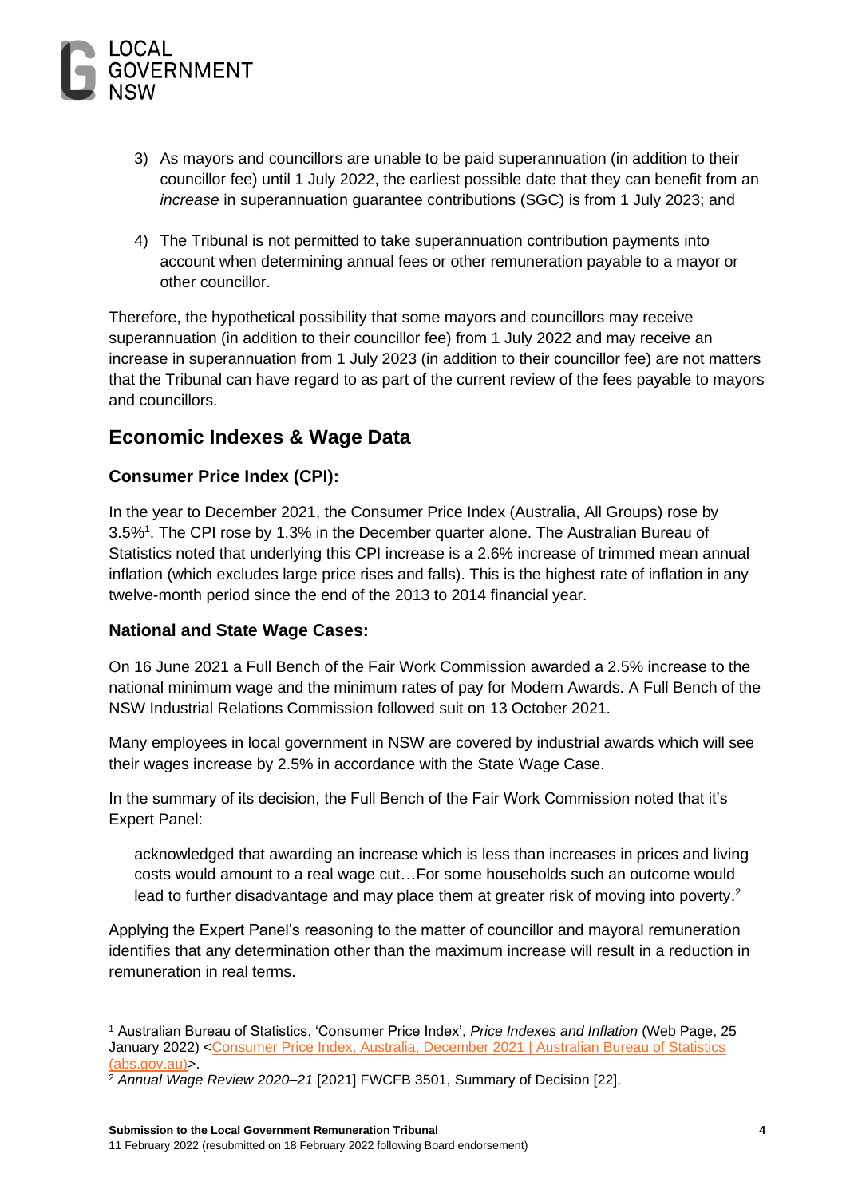3) As mayors and councillors are unable to be paid superannuation (in addition to their councillor fee) until 1 July 2022, the earliest possible date that they can benefit from an *increase* in superannuation guarantee contributions (SGC) is from 1 July 2023; and

4) The Tribunal is not permitted to take superannuation contribution payments into account when determining annual fees or other remuneration payable to a mayor or other councillor.

Therefore, the hypothetical possibility that some mayors and councillors may receive superannuation (in addition to their councillor fee) from 1 July 2022 and may receive an increase in superannuation from 1 July 2023 (in addition to their councillor fee) are not matters that the Tribunal can have regard to as part of the current review of the fees payable to mayors and councillors.

## Economic Indexes & Wage Data

### Consumer Price Index (CPI):

In the year to December 2021, the Consumer Price Index (Australia, All Groups) rose by 3.5%[1]. The CPI rose by 1.3% in the December quarter alone. The Australian Bureau of Statistics noted that underlying this CPI increase is a 2.6% increase of trimmed mean annual inflation (which excludes large price rises and falls). This is the highest rate of inflation in any twelve-month period since the end of the 2013 to 2014 financial year.

### National and State Wage Cases:

On 16 June 2021 a Full Bench of the Fair Work Commission awarded a 2.5% increase to the national minimum wage and the minimum rates of pay for Modern Awards. A Full Bench of the NSW Industrial Relations Commission followed suit on 13 October 2021.

Many employees in local government in NSW are covered by industrial awards which will see their wages increase by 2.5% in accordance with the State Wage Case.

In the summary of its decision, the Full Bench of the Fair Work Commission noted that it's Expert Panel:

> acknowledged that awarding an increase which is less than increases in prices and living costs would amount to a real wage cut…For some households such an outcome would lead to further disadvantage and may place them at greater risk of moving into poverty.[2]

Applying the Expert Panel's reasoning to the matter of councillor and mayoral remuneration identifies that any determination other than the maximum increase will result in a reduction in remuneration in real terms.

---

[1] Australian Bureau of Statistics, 'Consumer Price Index', *Price Indexes and Inflation* (Web Page, 25 January 2022) <Consumer Price Index, Australia, December 2021 | Australian Bureau of Statistics (abs.gov.au)>.

[2] *Annual Wage Review 2020–21* [2021] FWCFB 3501, Summary of Decision [22].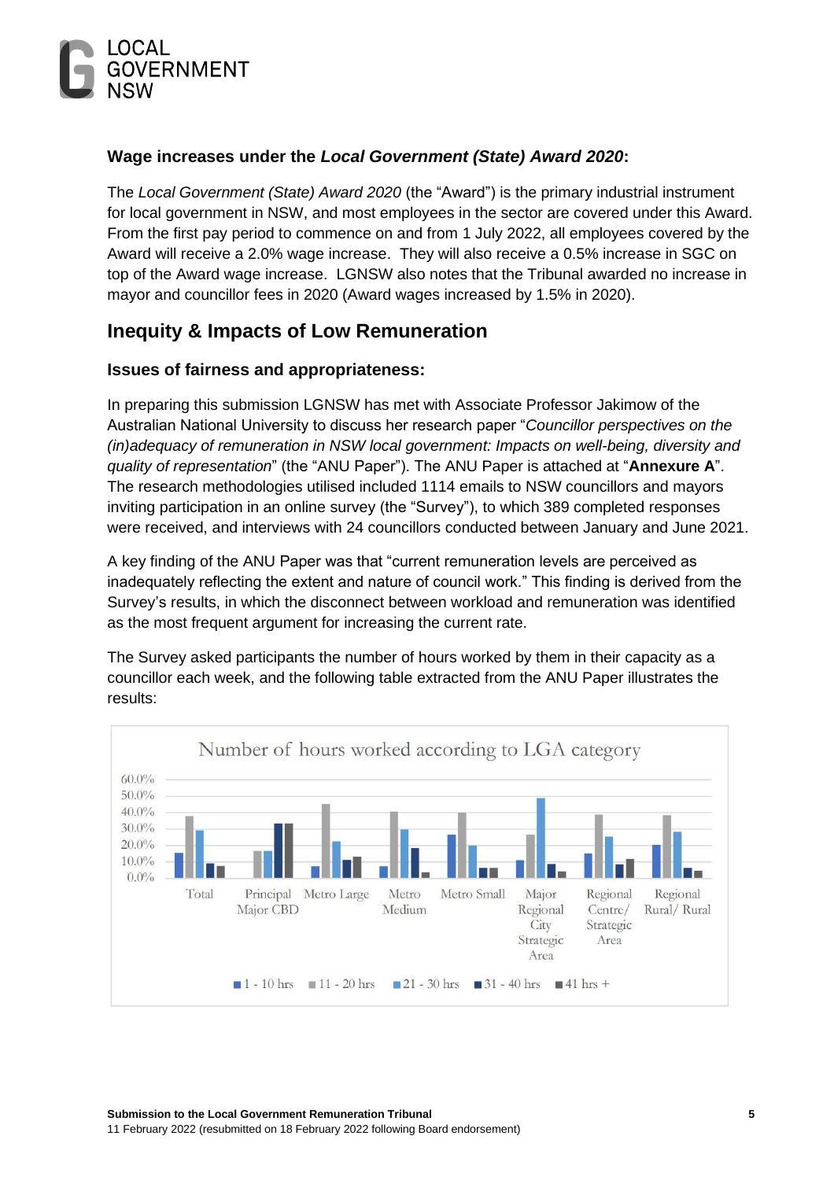### Wage increases under the *Local Government (State) Award 2020*:

The *Local Government (State) Award 2020* (the "Award") is the primary industrial instrument for local government in NSW, and most employees in the sector are covered under this Award. From the first pay period to commence on and from 1 July 2022, all employees covered by the Award will receive a 2.0% wage increase. They will also receive a 0.5% increase in SGC on top of the Award wage increase. LGNSW also notes that the Tribunal awarded no increase in mayor and councillor fees in 2020 (Award wages increased by 1.5% in 2020).

## Inequity & Impacts of Low Remuneration

### Issues of fairness and appropriateness:

In preparing this submission LGNSW has met with Associate Professor Jakimow of the Australian National University to discuss her research paper "*Councillor perspectives on the (in)adequacy of remuneration in NSW local government: Impacts on well-being, diversity and quality of representation*" (the "ANU Paper"). The ANU Paper is attached at "**Annexure A**". The research methodologies utilised included 1114 emails to NSW councillors and mayors inviting participation in an online survey (the "Survey"), to which 389 completed responses were received, and interviews with 24 councillors conducted between January and June 2021.

A key finding of the ANU Paper was that "current remuneration levels are perceived as inadequately reflecting the extent and nature of council work." This finding is derived from the Survey's results, in which the disconnect between workload and remuneration was identified as the most frequent argument for increasing the current rate.

The Survey asked participants the number of hours worked by them in their capacity as a councillor each week, and the following table extracted from the ANU Paper illustrates the results:

Number of hours worked according to LGA category

(Chart categories: Total; Principal Major CBD; Metro Large; Metro Medium; Metro Small; Major Regional City Strategic Area; Regional Centre/ Strategic Area; Regional Rural/ Rural. Legend: 1 - 10 hrs; 11 - 20 hrs; 21 - 30 hrs; 31 - 40 hrs; 41 hrs +. Y-axis: 0.0% – 60.0%)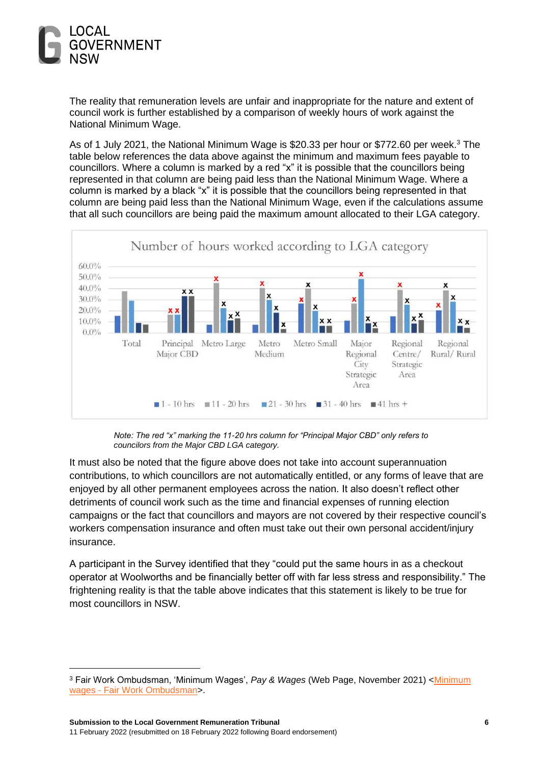The reality that remuneration levels are unfair and inappropriate for the nature and extent of council work is further established by a comparison of weekly hours of work against the National Minimum Wage.

As of 1 July 2021, the National Minimum Wage is $20.33 per hour or $772.60 per week.[3] The table below references the data above against the minimum and maximum fees payable to councillors. Where a column is marked by a red "x" it is possible that the councillors being represented in that column are being paid less than the National Minimum Wage. Where a column is marked by a black "x" it is possible that the councillors being represented in that column are being paid less than the National Minimum Wage, even if the calculations assume that all such councillors are being paid the maximum amount allocated to their LGA category.

**Number of hours worked according to LGA category**

*Note: The red "x" marking the 11-20 hrs column for "Principal Major CBD" only refers to councilors from the Major CBD LGA category.*

It must also be noted that the figure above does not take into account superannuation contributions, to which councillors are not automatically entitled, or any forms of leave that are enjoyed by all other permanent employees across the nation. It also doesn't reflect other detriments of council work such as the time and financial expenses of running election campaigns or the fact that councillors and mayors are not covered by their respective council's workers compensation insurance and often must take out their own personal accident/injury insurance.

A participant in the Survey identified that they "could put the same hours in as a checkout operator at Woolworths and be financially better off with far less stress and responsibility." The frightening reality is that the table above indicates that this statement is likely to be true for most councillors in NSW.

---

[3] Fair Work Ombudsman, 'Minimum Wages', *Pay & Wages* (Web Page, November 2021) <Minimum wages - Fair Work Ombudsman>.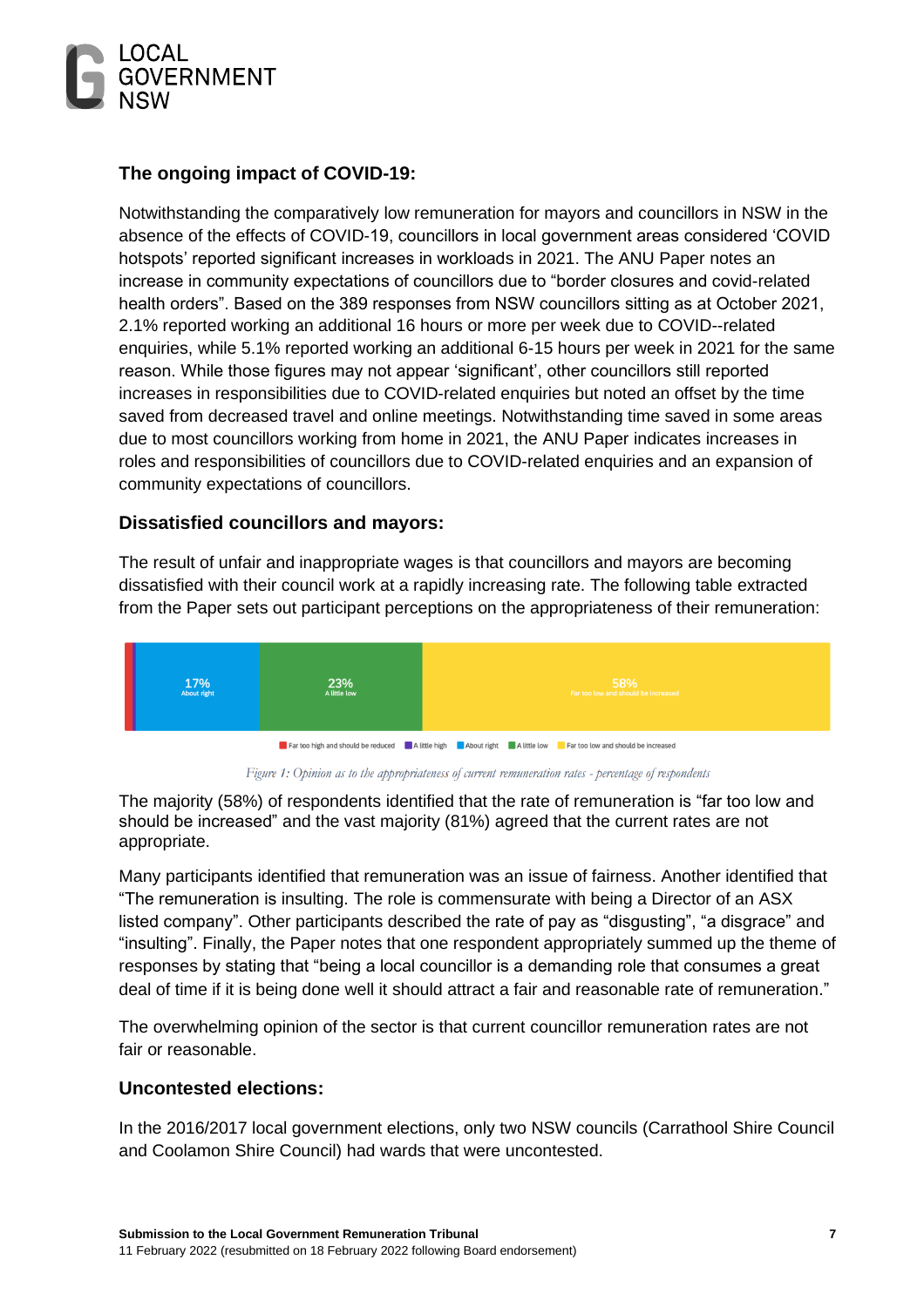### The ongoing impact of COVID-19:

Notwithstanding the comparatively low remuneration for mayors and councillors in NSW in the absence of the effects of COVID-19, councillors in local government areas considered 'COVID hotspots' reported significant increases in workloads in 2021. The ANU Paper notes an increase in community expectations of councillors due to "border closures and covid-related health orders". Based on the 389 responses from NSW councillors sitting as at October 2021, 2.1% reported working an additional 16 hours or more per week due to COVID--related enquiries, while 5.1% reported working an additional 6-15 hours per week in 2021 for the same reason. While those figures may not appear 'significant', other councillors still reported increases in responsibilities due to COVID-related enquiries but noted an offset by the time saved from decreased travel and online meetings. Notwithstanding time saved in some areas due to most councillors working from home in 2021, the ANU Paper indicates increases in roles and responsibilities of councillors due to COVID-related enquiries and an expansion of community expectations of councillors.

### Dissatisfied councillors and mayors:

The result of unfair and inappropriate wages is that councillors and mayors are becoming dissatisfied with their council work at a rapidly increasing rate. The following table extracted from the Paper sets out participant perceptions on the appropriateness of their remuneration:

| Far too high and should be reduced | A little high | About right | A little low | Far too low and should be increased |
|---|---|---|---|---|
| | | 17% | 23% | 58% |

*Figure 1: Opinion as to the appropriateness of current remuneration rates - percentage of respondents*

The majority (58%) of respondents identified that the rate of remuneration is "far too low and should be increased" and the vast majority (81%) agreed that the current rates are not appropriate.

Many participants identified that remuneration was an issue of fairness. Another identified that "The remuneration is insulting. The role is commensurate with being a Director of an ASX listed company". Other participants described the rate of pay as "disgusting", "a disgrace" and "insulting". Finally, the Paper notes that one respondent appropriately summed up the theme of responses by stating that "being a local councillor is a demanding role that consumes a great deal of time if it is being done well it should attract a fair and reasonable rate of remuneration."

The overwhelming opinion of the sector is that current councillor remuneration rates are not fair or reasonable.

### Uncontested elections:

In the 2016/2017 local government elections, only two NSW councils (Carrathool Shire Council and Coolamon Shire Council) had wards that were uncontested.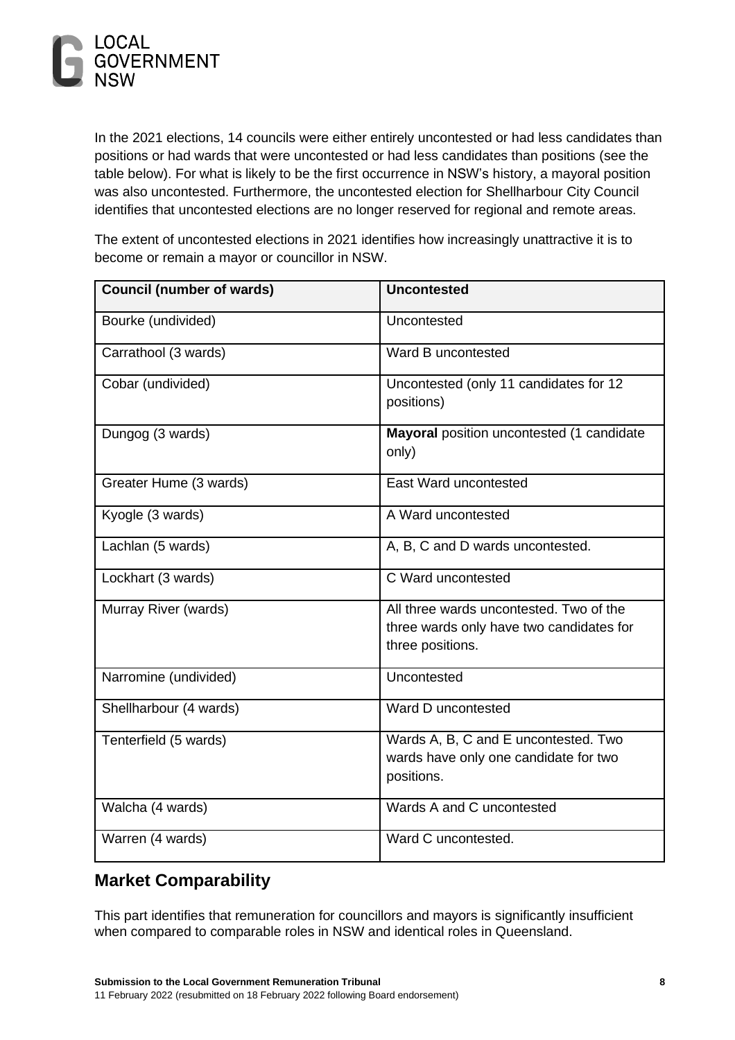In the 2021 elections, 14 councils were either entirely uncontested or had less candidates than positions or had wards that were uncontested or had less candidates than positions (see the table below). For what is likely to be the first occurrence in NSW's history, a mayoral position was also uncontested. Furthermore, the uncontested election for Shellharbour City Council identifies that uncontested elections are no longer reserved for regional and remote areas.

The extent of uncontested elections in 2021 identifies how increasingly unattractive it is to become or remain a mayor or councillor in NSW.

| Council (number of wards) | Uncontested |
|---|---|
| Bourke (undivided) | Uncontested |
| Carrathool (3 wards) | Ward B uncontested |
| Cobar (undivided) | Uncontested (only 11 candidates for 12 positions) |
| Dungog (3 wards) | **Mayoral** position uncontested (1 candidate only) |
| Greater Hume (3 wards) | East Ward uncontested |
| Kyogle (3 wards) | A Ward uncontested |
| Lachlan (5 wards) | A, B, C and D wards uncontested. |
| Lockhart (3 wards) | C Ward uncontested |
| Murray River (wards) | All three wards uncontested. Two of the three wards only have two candidates for three positions. |
| Narromine (undivided) | Uncontested |
| Shellharbour (4 wards) | Ward D uncontested |
| Tenterfield (5 wards) | Wards A, B, C and E uncontested. Two wards have only one candidate for two positions. |
| Walcha (4 wards) | Wards A and C uncontested |
| Warren (4 wards) | Ward C uncontested. |

## Market Comparability

This part identifies that remuneration for councillors and mayors is significantly insufficient when compared to comparable roles in NSW and identical roles in Queensland.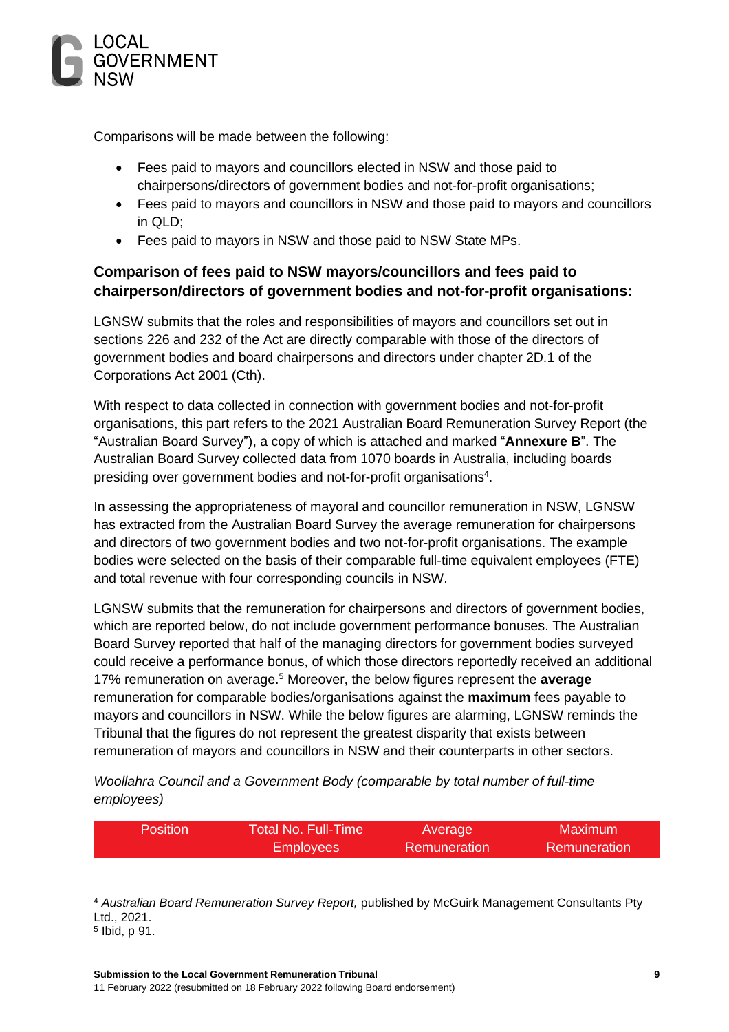Comparisons will be made between the following:

- Fees paid to mayors and councillors elected in NSW and those paid to chairpersons/directors of government bodies and not-for-profit organisations;
- Fees paid to mayors and councillors in NSW and those paid to mayors and councillors in QLD;
- Fees paid to mayors in NSW and those paid to NSW State MPs.

### Comparison of fees paid to NSW mayors/councillors and fees paid to chairperson/directors of government bodies and not-for-profit organisations:

LGNSW submits that the roles and responsibilities of mayors and councillors set out in sections 226 and 232 of the Act are directly comparable with those of the directors of government bodies and board chairpersons and directors under chapter 2D.1 of the Corporations Act 2001 (Cth).

With respect to data collected in connection with government bodies and not-for-profit organisations, this part refers to the 2021 Australian Board Remuneration Survey Report (the "Australian Board Survey"), a copy of which is attached and marked "**Annexure B**". The Australian Board Survey collected data from 1070 boards in Australia, including boards presiding over government bodies and not-for-profit organisations[4].

In assessing the appropriateness of mayoral and councillor remuneration in NSW, LGNSW has extracted from the Australian Board Survey the average remuneration for chairpersons and directors of two government bodies and two not-for-profit organisations. The example bodies were selected on the basis of their comparable full-time equivalent employees (FTE) and total revenue with four corresponding councils in NSW.

LGNSW submits that the remuneration for chairpersons and directors of government bodies, which are reported below, do not include government performance bonuses. The Australian Board Survey reported that half of the managing directors for government bodies surveyed could receive a performance bonus, of which those directors reportedly received an additional 17% remuneration on average.[5] Moreover, the below figures represent the **average** remuneration for comparable bodies/organisations against the **maximum** fees payable to mayors and councillors in NSW. While the below figures are alarming, LGNSW reminds the Tribunal that the figures do not represent the greatest disparity that exists between remuneration of mayors and councillors in NSW and their counterparts in other sectors.

*Woollahra Council and a Government Body (comparable by total number of full-time employees)*

| Position | Total No. Full-Time Employees | Average Remuneration | Maximum Remuneration |
|---|---|---|---|

[4] *Australian Board Remuneration Survey Report,* published by McGuirk Management Consultants Pty Ltd., 2021.
[5] Ibid, p 91.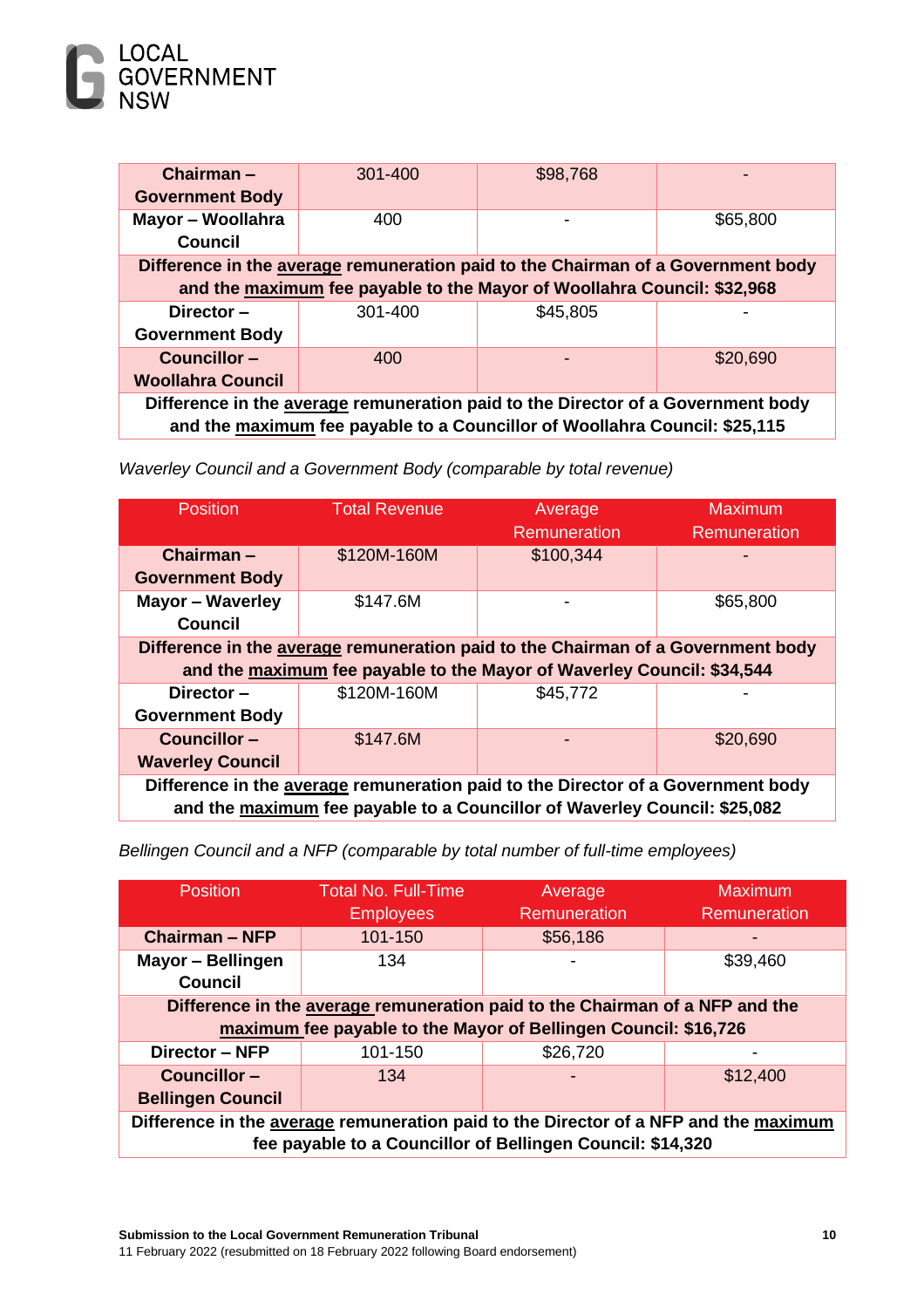| | | | |
|---|---|---|---|
| **Chairman – Government Body** | 301-400 | $98,768 | - |
| **Mayor – Woollahra Council** | 400 | - | $65,800 |
| **Difference in the average remuneration paid to the Chairman of a Government body and the maximum fee payable to the Mayor of Woollahra Council: $32,968** | | | |
| **Director – Government Body** | 301-400 | $45,805 | - |
| **Councillor – Woollahra Council** | 400 | - | $20,690 |
| **Difference in the average remuneration paid to the Director of a Government body and the maximum fee payable to a Councillor of Woollahra Council: $25,115** | | | |

*Waverley Council and a Government Body (comparable by total revenue)*

| Position | Total Revenue | Average Remuneration | Maximum Remuneration |
|---|---|---|---|
| **Chairman – Government Body** | $120M-160M | $100,344 | - |
| **Mayor – Waverley Council** | $147.6M | - | $65,800 |
| **Difference in the average remuneration paid to the Chairman of a Government body and the maximum fee payable to the Mayor of Waverley Council: $34,544** | | | |
| **Director – Government Body** | $120M-160M | $45,772 | - |
| **Councillor – Waverley Council** | $147.6M | - | $20,690 |
| **Difference in the average remuneration paid to the Director of a Government body and the maximum fee payable to a Councillor of Waverley Council: $25,082** | | | |

*Bellingen Council and a NFP (comparable by total number of full-time employees)*

| Position | Total No. Full-Time Employees | Average Remuneration | Maximum Remuneration |
|---|---|---|---|
| **Chairman – NFP** | 101-150 | $56,186 | - |
| **Mayor – Bellingen Council** | 134 | - | $39,460 |
| **Difference in the average remuneration paid to the Chairman of a NFP and the maximum fee payable to the Mayor of Bellingen Council: $16,726** | | | |
| **Director – NFP** | 101-150 | $26,720 | - |
| **Councillor – Bellingen Council** | 134 | - | $12,400 |
| **Difference in the average remuneration paid to the Director of a NFP and the maximum fee payable to a Councillor of Bellingen Council: $14,320** | | | |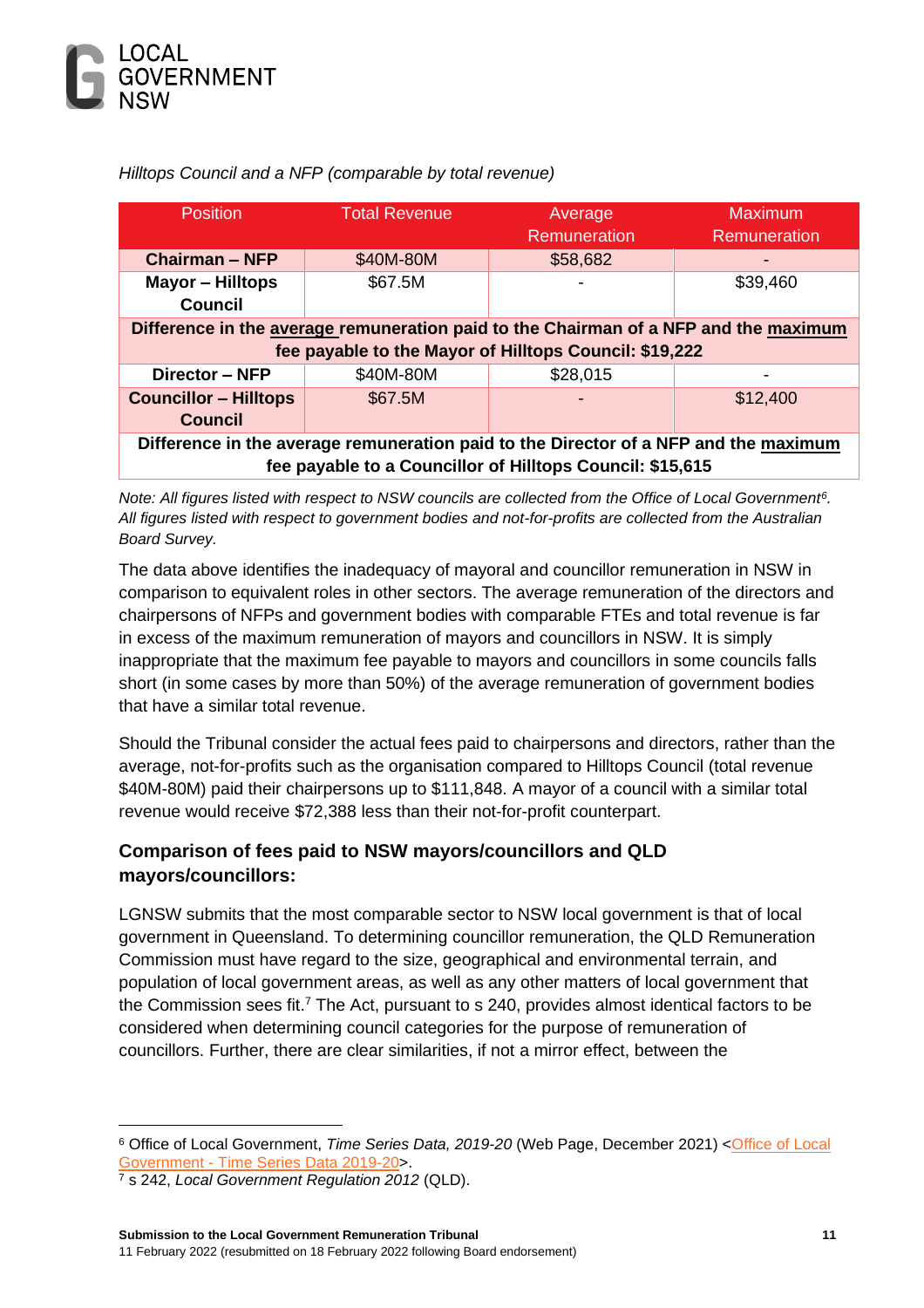*Hilltops Council and a NFP (comparable by total revenue)*

| Position | Total Revenue | Average Remuneration | Maximum Remuneration |
|---|---|---|---|
| **Chairman – NFP** | $40M-80M | $58,682 | - |
| **Mayor – Hilltops Council** | $67.5M | - | $39,460 |
| **Difference in the average remuneration paid to the Chairman of a NFP and the maximum fee payable to the Mayor of Hilltops Council: $19,222** | | | |
| **Director – NFP** | $40M-80M | $28,015 | - |
| **Councillor – Hilltops Council** | $67.5M | - | $12,400 |
| **Difference in the average remuneration paid to the Director of a NFP and the maximum fee payable to a Councillor of Hilltops Council: $15,615** | | | |

*Note: All figures listed with respect to NSW councils are collected from the Office of Local Government[6]. All figures listed with respect to government bodies and not-for-profits are collected from the Australian Board Survey.*

The data above identifies the inadequacy of mayoral and councillor remuneration in NSW in comparison to equivalent roles in other sectors. The average remuneration of the directors and chairpersons of NFPs and government bodies with comparable FTEs and total revenue is far in excess of the maximum remuneration of mayors and councillors in NSW. It is simply inappropriate that the maximum fee payable to mayors and councillors in some councils falls short (in some cases by more than 50%) of the average remuneration of government bodies that have a similar total revenue.

Should the Tribunal consider the actual fees paid to chairpersons and directors, rather than the average, not-for-profits such as the organisation compared to Hilltops Council (total revenue $40M-80M) paid their chairpersons up to $111,848. A mayor of a council with a similar total revenue would receive $72,388 less than their not-for-profit counterpart.

### Comparison of fees paid to NSW mayors/councillors and QLD mayors/councillors:

LGNSW submits that the most comparable sector to NSW local government is that of local government in Queensland. To determining councillor remuneration, the QLD Remuneration Commission must have regard to the size, geographical and environmental terrain, and population of local government areas, as well as such other matters of local government that the Commission sees fit.[7] The Act, pursuant to s 240, provides almost identical factors to be considered when determining council categories for the purpose of remuneration of councillors. Further, there are clear similarities, if not a mirror effect, between the

---

[6] Office of Local Government, *Time Series Data, 2019-20* (Web Page, December 2021) <Office of Local Government - Time Series Data 2019-20>.

[7] s 242, *Local Government Regulation 2012* (QLD).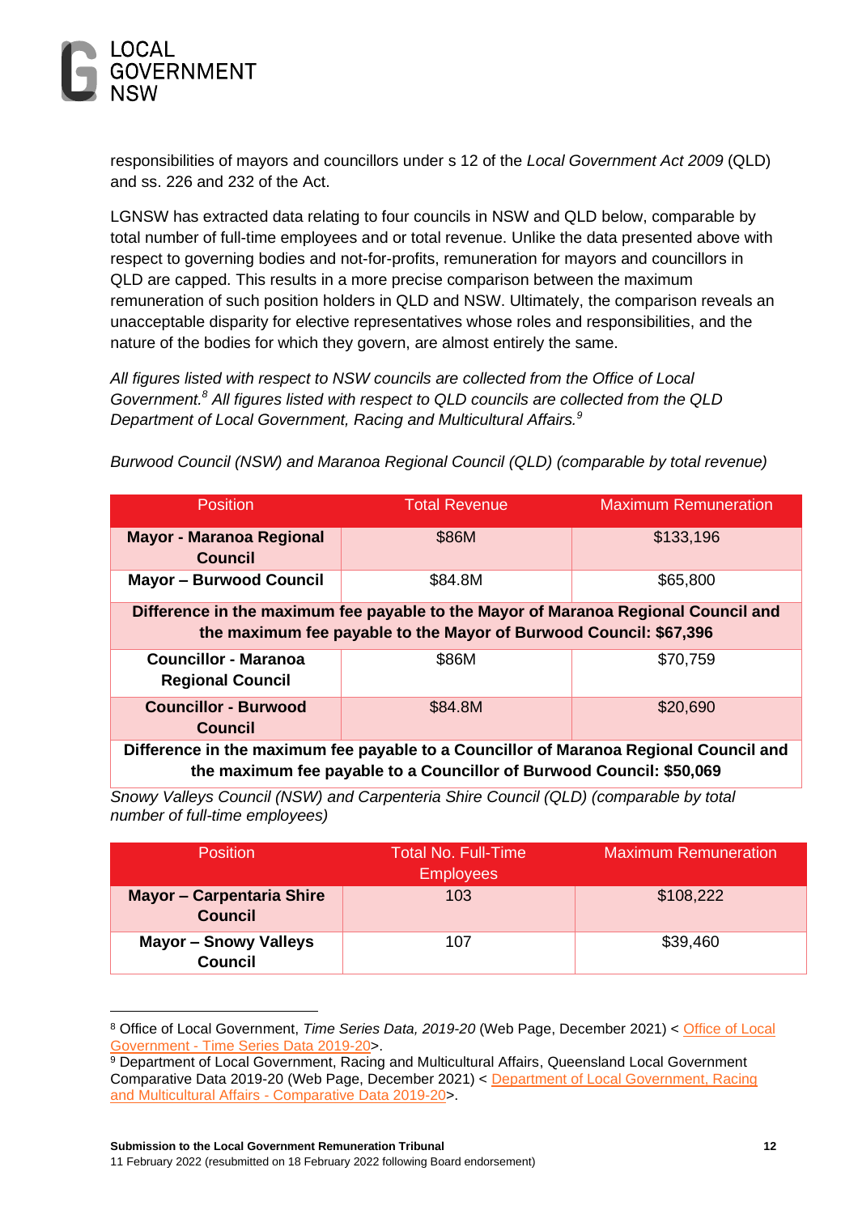responsibilities of mayors and councillors under s 12 of the *Local Government Act 2009* (QLD) and ss. 226 and 232 of the Act.

LGNSW has extracted data relating to four councils in NSW and QLD below, comparable by total number of full-time employees and or total revenue. Unlike the data presented above with respect to governing bodies and not-for-profits, remuneration for mayors and councillors in QLD are capped. This results in a more precise comparison between the maximum remuneration of such position holders in QLD and NSW. Ultimately, the comparison reveals an unacceptable disparity for elective representatives whose roles and responsibilities, and the nature of the bodies for which they govern, are almost entirely the same.

*All figures listed with respect to NSW councils are collected from the Office of Local Government.*[8] *All figures listed with respect to QLD councils are collected from the QLD Department of Local Government, Racing and Multicultural Affairs.*[9]

*Burwood Council (NSW) and Maranoa Regional Council (QLD) (comparable by total revenue)*

| Position | Total Revenue | Maximum Remuneration |
|---|---|---|
| **Mayor - Maranoa Regional Council** | $86M | $133,196 |
| **Mayor – Burwood Council** | $84.8M | $65,800 |
| **Difference in the maximum fee payable to the Mayor of Maranoa Regional Council and the maximum fee payable to the Mayor of Burwood Council: $67,396** | | |
| **Councillor - Maranoa Regional Council** | $86M | $70,759 |
| **Councillor - Burwood Council** | $84.8M | $20,690 |
| **Difference in the maximum fee payable to a Councillor of Maranoa Regional Council and the maximum fee payable to a Councillor of Burwood Council: $50,069** | | |

*Snowy Valleys Council (NSW) and Carpenteria Shire Council (QLD) (comparable by total number of full-time employees)*

| Position | Total No. Full-Time Employees | Maximum Remuneration |
|---|---|---|
| **Mayor – Carpentaria Shire Council** | 103 | $108,222 |
| **Mayor – Snowy Valleys Council** | 107 | $39,460 |

---

[8] Office of Local Government, *Time Series Data, 2019-20* (Web Page, December 2021) < Office of Local Government - Time Series Data 2019-20>.

[9] Department of Local Government, Racing and Multicultural Affairs, Queensland Local Government Comparative Data 2019-20 (Web Page, December 2021) < Department of Local Government, Racing and Multicultural Affairs - Comparative Data 2019-20>.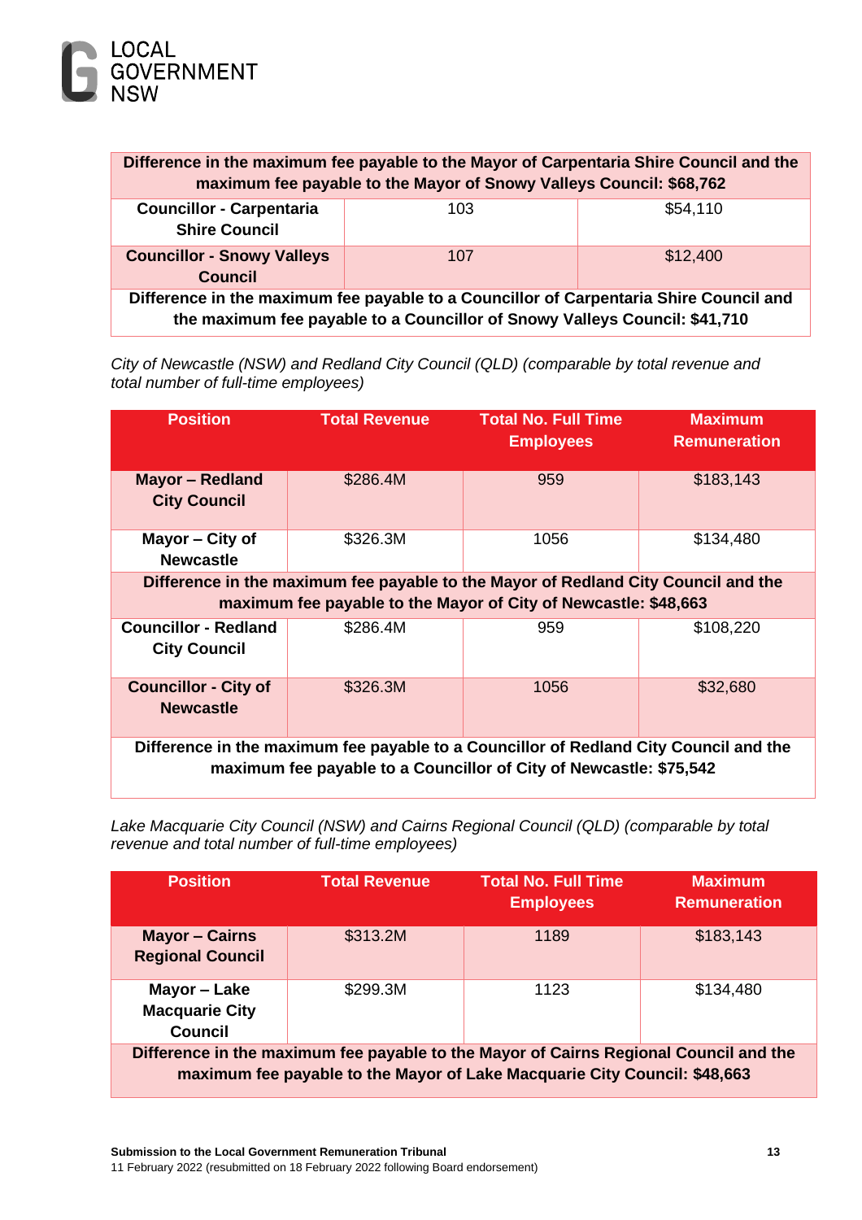| | | |
|---|---|---|
| **Difference in the maximum fee payable to the Mayor of Carpentaria Shire Council and the maximum fee payable to the Mayor of Snowy Valleys Council: $68,762** | | |
| **Councillor - Carpentaria Shire Council** | 103 | $54,110 |
| **Councillor - Snowy Valleys Council** | 107 | $12,400 |
| **Difference in the maximum fee payable to a Councillor of Carpentaria Shire Council and the maximum fee payable to a Councillor of Snowy Valleys Council: $41,710** | | |

*City of Newcastle (NSW) and Redland City Council (QLD) (comparable by total revenue and total number of full-time employees)*

| Position | Total Revenue | Total No. Full Time Employees | Maximum Remuneration |
|---|---|---|---|
| **Mayor – Redland City Council** | $286.4M | 959 | $183,143 |
| **Mayor – City of Newcastle** | $326.3M | 1056 | $134,480 |
| **Difference in the maximum fee payable to the Mayor of Redland City Council and the maximum fee payable to the Mayor of City of Newcastle: $48,663** | | | |
| **Councillor - Redland City Council** | $286.4M | 959 | $108,220 |
| **Councillor - City of Newcastle** | $326.3M | 1056 | $32,680 |
| **Difference in the maximum fee payable to a Councillor of Redland City Council and the maximum fee payable to a Councillor of City of Newcastle: $75,542** | | | |

*Lake Macquarie City Council (NSW) and Cairns Regional Council (QLD) (comparable by total revenue and total number of full-time employees)*

| Position | Total Revenue | Total No. Full Time Employees | Maximum Remuneration |
|---|---|---|---|
| **Mayor – Cairns Regional Council** | $313.2M | 1189 | $183,143 |
| **Mayor – Lake Macquarie City Council** | $299.3M | 1123 | $134,480 |
| **Difference in the maximum fee payable to the Mayor of Cairns Regional Council and the maximum fee payable to the Mayor of Lake Macquarie City Council: $48,663** | | | |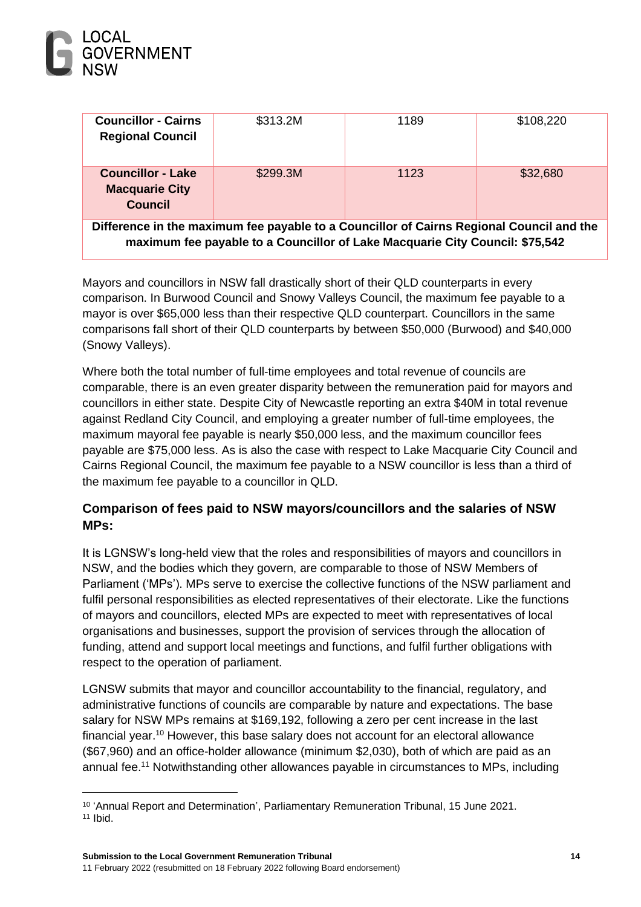| **Councillor - Cairns Regional Council** | $313.2M | 1189 | $108,220 |
|---|---|---|---|
| **Councillor - Lake Macquarie City Council** | $299.3M | 1123 | $32,680 |
| **Difference in the maximum fee payable to a Councillor of Cairns Regional Council and the maximum fee payable to a Councillor of Lake Macquarie City Council: $75,542** | | | |

Mayors and councillors in NSW fall drastically short of their QLD counterparts in every comparison. In Burwood Council and Snowy Valleys Council, the maximum fee payable to a mayor is over $65,000 less than their respective QLD counterpart. Councillors in the same comparisons fall short of their QLD counterparts by between $50,000 (Burwood) and $40,000 (Snowy Valleys).

Where both the total number of full-time employees and total revenue of councils are comparable, there is an even greater disparity between the remuneration paid for mayors and councillors in either state. Despite City of Newcastle reporting an extra $40M in total revenue against Redland City Council, and employing a greater number of full-time employees, the maximum mayoral fee payable is nearly $50,000 less, and the maximum councillor fees payable are $75,000 less. As is also the case with respect to Lake Macquarie City Council and Cairns Regional Council, the maximum fee payable to a NSW councillor is less than a third of the maximum fee payable to a councillor in QLD.

### Comparison of fees paid to NSW mayors/councillors and the salaries of NSW MPs:

It is LGNSW's long-held view that the roles and responsibilities of mayors and councillors in NSW, and the bodies which they govern, are comparable to those of NSW Members of Parliament ('MPs'). MPs serve to exercise the collective functions of the NSW parliament and fulfil personal responsibilities as elected representatives of their electorate. Like the functions of mayors and councillors, elected MPs are expected to meet with representatives of local organisations and businesses, support the provision of services through the allocation of funding, attend and support local meetings and functions, and fulfil further obligations with respect to the operation of parliament.

LGNSW submits that mayor and councillor accountability to the financial, regulatory, and administrative functions of councils are comparable by nature and expectations. The base salary for NSW MPs remains at $169,192, following a zero per cent increase in the last financial year.[10] However, this base salary does not account for an electoral allowance ($67,960) and an office-holder allowance (minimum $2,030), both of which are paid as an annual fee.[11] Notwithstanding other allowances payable in circumstances to MPs, including

---

[10] 'Annual Report and Determination', Parliamentary Remuneration Tribunal, 15 June 2021.

[11] Ibid.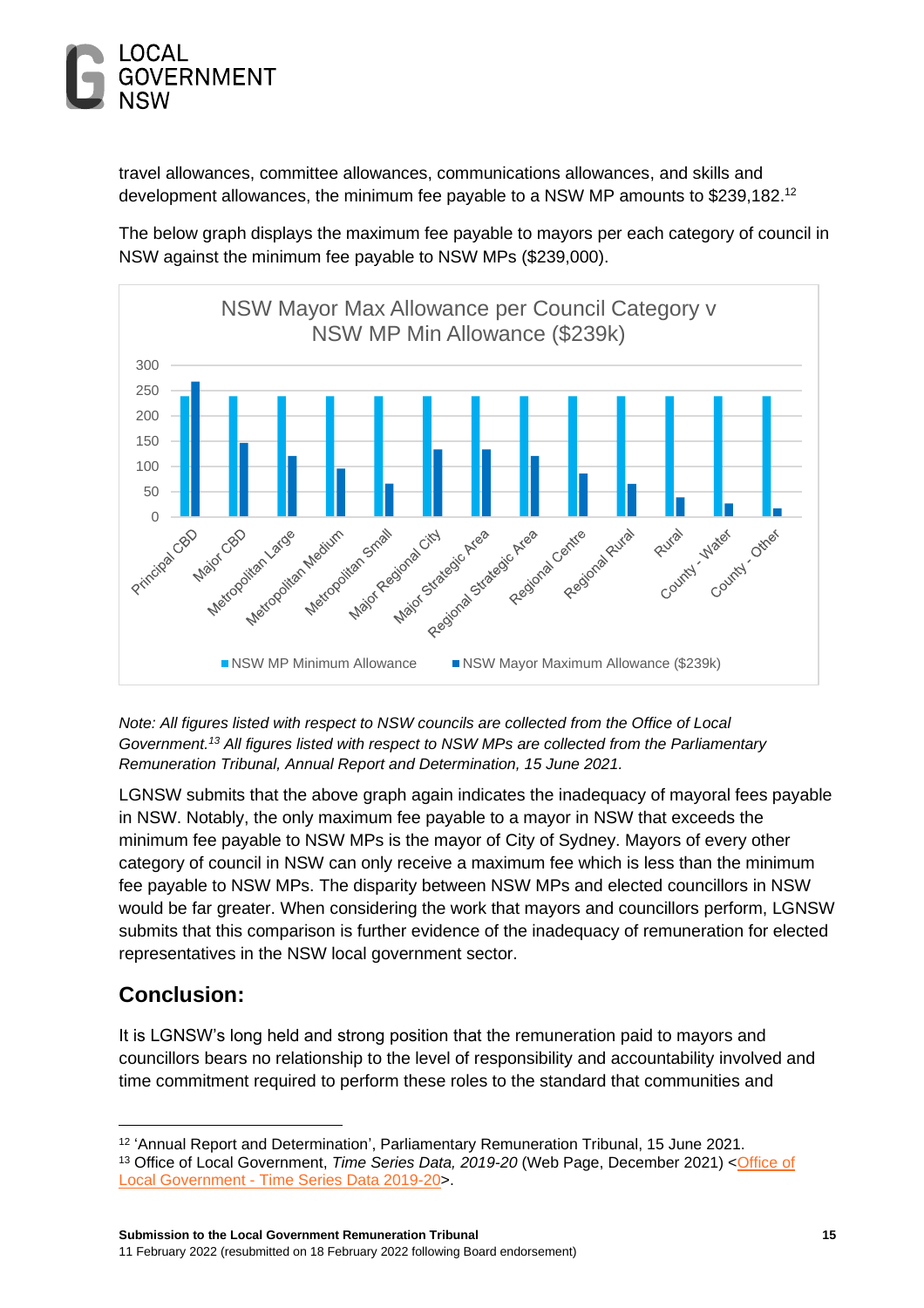travel allowances, committee allowances, communications allowances, and skills and development allowances, the minimum fee payable to a NSW MP amounts to $239,182.[12]

The below graph displays the maximum fee payable to mayors per each category of council in NSW against the minimum fee payable to NSW MPs ($239,000).

NSW Mayor Max Allowance per Council Category v NSW MP Min Allowance ($239k)

*Note: All figures listed with respect to NSW councils are collected from the Office of Local Government.[13] All figures listed with respect to NSW MPs are collected from the Parliamentary Remuneration Tribunal, Annual Report and Determination, 15 June 2021.*

LGNSW submits that the above graph again indicates the inadequacy of mayoral fees payable in NSW. Notably, the only maximum fee payable to a mayor in NSW that exceeds the minimum fee payable to NSW MPs is the mayor of City of Sydney. Mayors of every other category of council in NSW can only receive a maximum fee which is less than the minimum fee payable to NSW MPs. The disparity between NSW MPs and elected councillors in NSW would be far greater. When considering the work that mayors and councillors perform, LGNSW submits that this comparison is further evidence of the inadequacy of remuneration for elected representatives in the NSW local government sector.

## Conclusion:

It is LGNSW's long held and strong position that the remuneration paid to mayors and councillors bears no relationship to the level of responsibility and accountability involved and time commitment required to perform these roles to the standard that communities and

---

[12] 'Annual Report and Determination', Parliamentary Remuneration Tribunal, 15 June 2021.

[13] Office of Local Government, *Time Series Data, 2019-20* (Web Page, December 2021) <Office of Local Government - Time Series Data 2019-20>.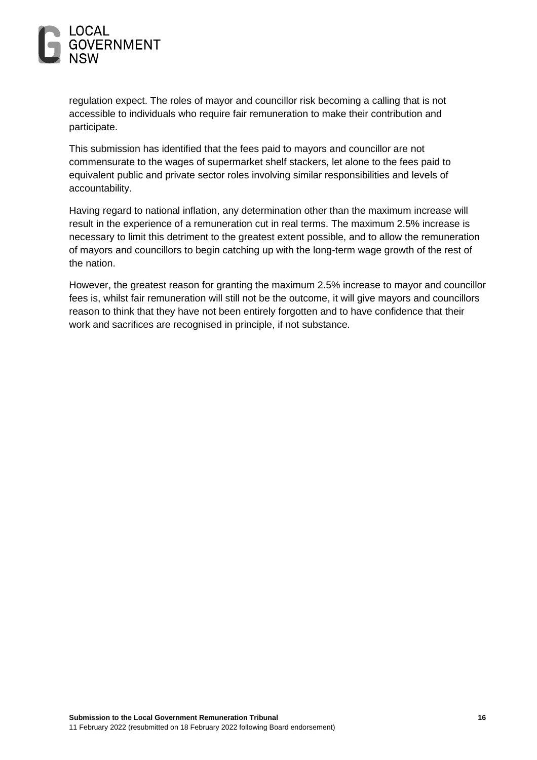regulation expect. The roles of mayor and councillor risk becoming a calling that is not accessible to individuals who require fair remuneration to make their contribution and participate.

This submission has identified that the fees paid to mayors and councillor are not commensurate to the wages of supermarket shelf stackers, let alone to the fees paid to equivalent public and private sector roles involving similar responsibilities and levels of accountability.

Having regard to national inflation, any determination other than the maximum increase will result in the experience of a remuneration cut in real terms. The maximum 2.5% increase is necessary to limit this detriment to the greatest extent possible, and to allow the remuneration of mayors and councillors to begin catching up with the long-term wage growth of the rest of the nation.

However, the greatest reason for granting the maximum 2.5% increase to mayor and councillor fees is, whilst fair remuneration will still not be the outcome, it will give mayors and councillors reason to think that they have not been entirely forgotten and to have confidence that their work and sacrifices are recognised in principle, if not substance.